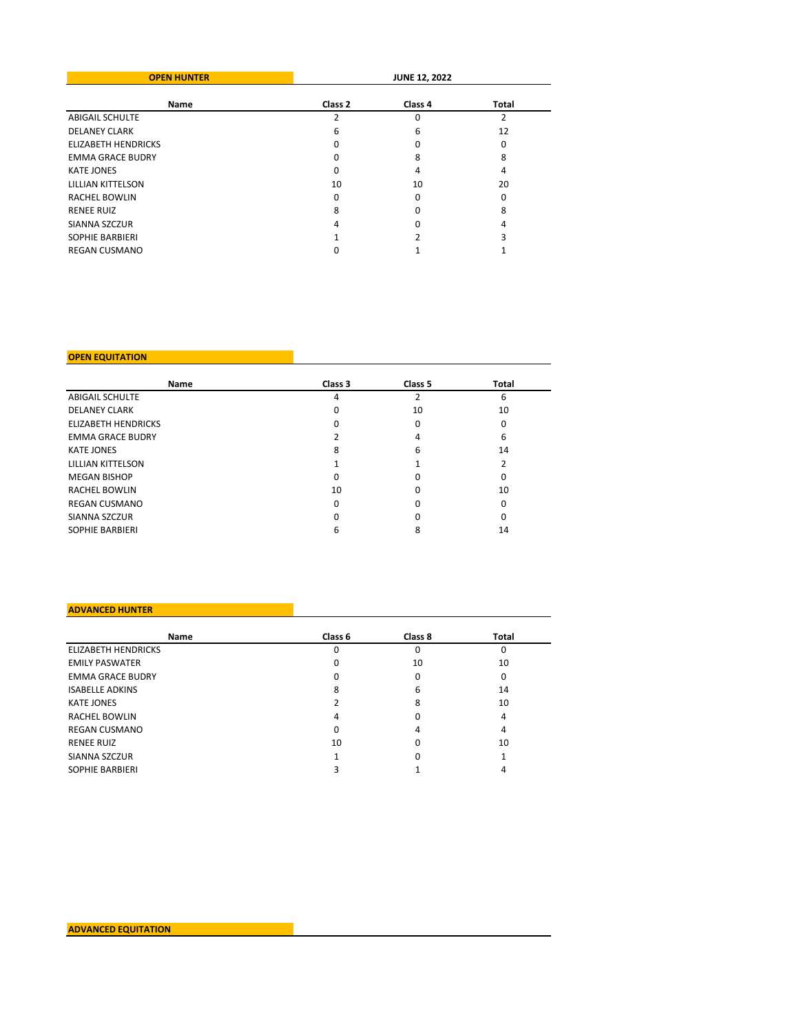## OPEN HUNTER

**JUNE 12, 2022**

| Name | Class 2 | Class 4 | Total |
|---|---|---|---|
| ABIGAIL SCHULTE | 2 | 0 | 2 |
| DELANEY CLARK | 6 | 6 | 12 |
| ELIZABETH HENDRICKS | 0 | 0 | 0 |
| EMMA GRACE BUDRY | 0 | 8 | 8 |
| KATE JONES | 0 | 4 | 4 |
| LILLIAN KITTELSON | 10 | 10 | 20 |
| RACHEL BOWLIN | 0 | 0 | 0 |
| RENEE RUIZ | 8 | 0 | 8 |
| SIANNA SZCZUR | 4 | 0 | 4 |
| SOPHIE BARBIERI | 1 | 2 | 3 |
| REGAN CUSMANO | 0 | 1 | 1 |

## OPEN EQUITATION

| Name | Class 3 | Class 5 | Total |
|---|---|---|---|
| ABIGAIL SCHULTE | 4 | 2 | 6 |
| DELANEY CLARK | 0 | 10 | 10 |
| ELIZABETH HENDRICKS | 0 | 0 | 0 |
| EMMA GRACE BUDRY | 2 | 4 | 6 |
| KATE JONES | 8 | 6 | 14 |
| LILLIAN KITTELSON | 1 | 1 | 2 |
| MEGAN BISHOP | 0 | 0 | 0 |
| RACHEL BOWLIN | 10 | 0 | 10 |
| REGAN CUSMANO | 0 | 0 | 0 |
| SIANNA SZCZUR | 0 | 0 | 0 |
| SOPHIE BARBIERI | 6 | 8 | 14 |

## ADVANCED HUNTER

| Name | Class 6 | Class 8 | Total |
|---|---|---|---|
| ELIZABETH HENDRICKS | 0 | 0 | 0 |
| EMILY PASWATER | 0 | 10 | 10 |
| EMMA GRACE BUDRY | 0 | 0 | 0 |
| ISABELLE ADKINS | 8 | 6 | 14 |
| KATE JONES | 2 | 8 | 10 |
| RACHEL BOWLIN | 4 | 0 | 4 |
| REGAN CUSMANO | 0 | 4 | 4 |
| RENEE RUIZ | 10 | 0 | 10 |
| SIANNA SZCZUR | 1 | 0 | 1 |
| SOPHIE BARBIERI | 3 | 1 | 4 |

## ADVANCED EQUITATION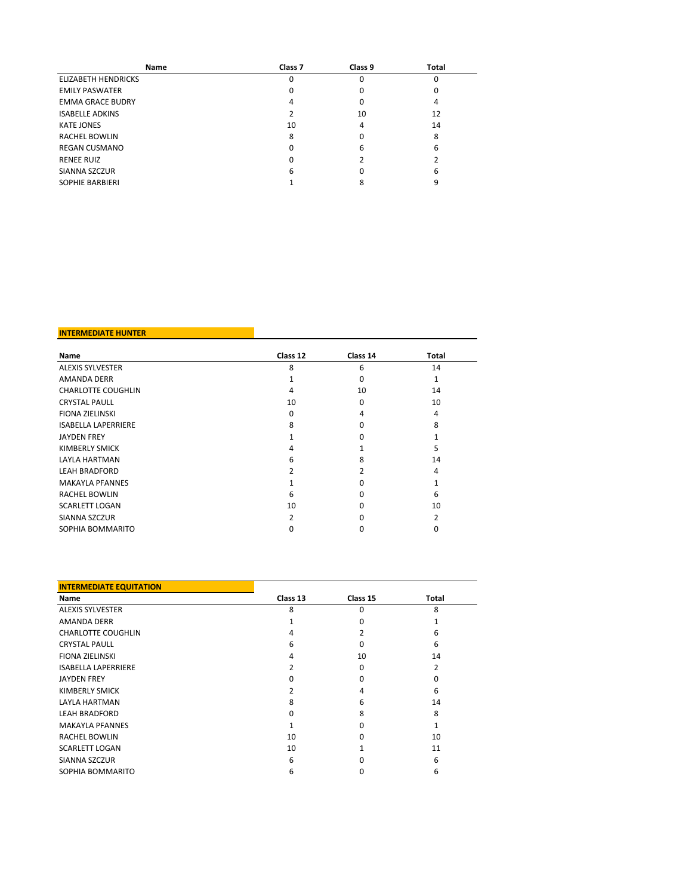| Name | Class 7 | Class 9 | Total |
|---|---|---|---|
| ELIZABETH HENDRICKS | 0 | 0 | 0 |
| EMILY PASWATER | 0 | 0 | 0 |
| EMMA GRACE BUDRY | 4 | 0 | 4 |
| ISABELLE ADKINS | 2 | 10 | 12 |
| KATE JONES | 10 | 4 | 14 |
| RACHEL BOWLIN | 8 | 0 | 8 |
| REGAN CUSMANO | 0 | 6 | 6 |
| RENEE RUIZ | 0 | 2 | 2 |
| SIANNA SZCZUR | 6 | 0 | 6 |
| SOPHIE BARBIERI | 1 | 8 | 9 |

**INTERMEDIATE HUNTER**

| Name | Class 12 | Class 14 | Total |
|---|---|---|---|
| ALEXIS SYLVESTER | 8 | 6 | 14 |
| AMANDA DERR | 1 | 0 | 1 |
| CHARLOTTE COUGHLIN | 4 | 10 | 14 |
| CRYSTAL PAULL | 10 | 0 | 10 |
| FIONA ZIELINSKI | 0 | 4 | 4 |
| ISABELLA LAPERRIERE | 8 | 0 | 8 |
| JAYDEN FREY | 1 | 0 | 1 |
| KIMBERLY SMICK | 4 | 1 | 5 |
| LAYLA HARTMAN | 6 | 8 | 14 |
| LEAH BRADFORD | 2 | 2 | 4 |
| MAKAYLA PFANNES | 1 | 0 | 1 |
| RACHEL BOWLIN | 6 | 0 | 6 |
| SCARLETT LOGAN | 10 | 0 | 10 |
| SIANNA SZCZUR | 2 | 0 | 2 |
| SOPHIA BOMMARITO | 0 | 0 | 0 |

**INTERMEDIATE EQUITATION**

| Name | Class 13 | Class 15 | Total |
|---|---|---|---|
| ALEXIS SYLVESTER | 8 | 0 | 8 |
| AMANDA DERR | 1 | 0 | 1 |
| CHARLOTTE COUGHLIN | 4 | 2 | 6 |
| CRYSTAL PAULL | 6 | 0 | 6 |
| FIONA ZIELINSKI | 4 | 10 | 14 |
| ISABELLA LAPERRIERE | 2 | 0 | 2 |
| JAYDEN FREY | 0 | 0 | 0 |
| KIMBERLY SMICK | 2 | 4 | 6 |
| LAYLA HARTMAN | 8 | 6 | 14 |
| LEAH BRADFORD | 0 | 8 | 8 |
| MAKAYLA PFANNES | 1 | 0 | 1 |
| RACHEL BOWLIN | 10 | 0 | 10 |
| SCARLETT LOGAN | 10 | 1 | 11 |
| SIANNA SZCZUR | 6 | 0 | 6 |
| SOPHIA BOMMARITO | 6 | 0 | 6 |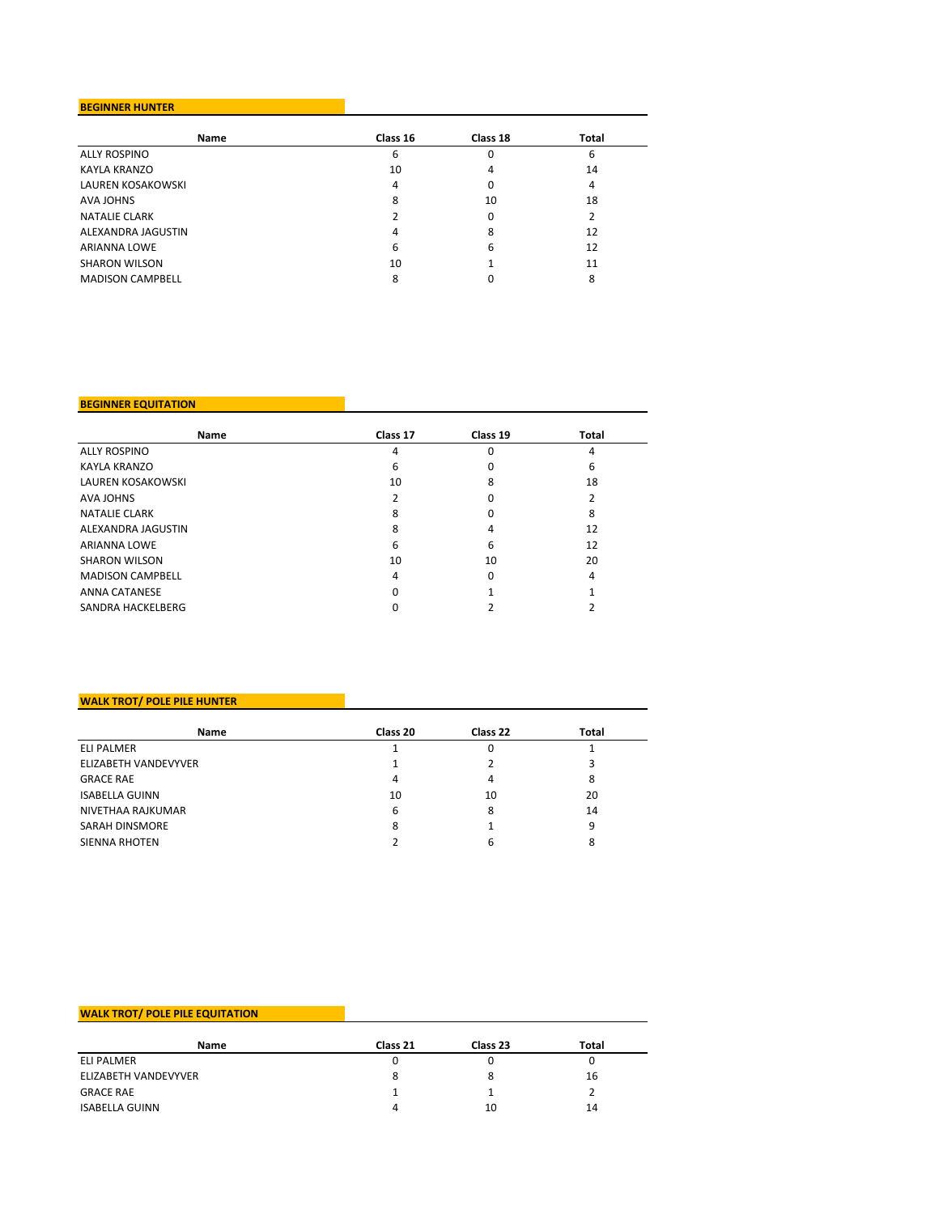**BEGINNER HUNTER**

| Name | Class 16 | Class 18 | Total |
|---|---|---|---|
| ALLY ROSPINO | 6 | 0 | 6 |
| KAYLA KRANZO | 10 | 4 | 14 |
| LAUREN KOSAKOWSKI | 4 | 0 | 4 |
| AVA JOHNS | 8 | 10 | 18 |
| NATALIE CLARK | 2 | 0 | 2 |
| ALEXANDRA JAGUSTIN | 4 | 8 | 12 |
| ARIANNA LOWE | 6 | 6 | 12 |
| SHARON WILSON | 10 | 1 | 11 |
| MADISON CAMPBELL | 8 | 0 | 8 |

**BEGINNER EQUITATION**

| Name | Class 17 | Class 19 | Total |
|---|---|---|---|
| ALLY ROSPINO | 4 | 0 | 4 |
| KAYLA KRANZO | 6 | 0 | 6 |
| LAUREN KOSAKOWSKI | 10 | 8 | 18 |
| AVA JOHNS | 2 | 0 | 2 |
| NATALIE CLARK | 8 | 0 | 8 |
| ALEXANDRA JAGUSTIN | 8 | 4 | 12 |
| ARIANNA LOWE | 6 | 6 | 12 |
| SHARON WILSON | 10 | 10 | 20 |
| MADISON CAMPBELL | 4 | 0 | 4 |
| ANNA CATANESE | 0 | 1 | 1 |
| SANDRA HACKELBERG | 0 | 2 | 2 |

**WALK TROT/ POLE PILE HUNTER**

| Name | Class 20 | Class 22 | Total |
|---|---|---|---|
| ELI PALMER | 1 | 0 | 1 |
| ELIZABETH VANDEVYVER | 1 | 2 | 3 |
| GRACE RAE | 4 | 4 | 8 |
| ISABELLA GUINN | 10 | 10 | 20 |
| NIVETHAA RAJKUMAR | 6 | 8 | 14 |
| SARAH DINSMORE | 8 | 1 | 9 |
| SIENNA RHOTEN | 2 | 6 | 8 |

**WALK TROT/ POLE PILE EQUITATION**

| Name | Class 21 | Class 23 | Total |
|---|---|---|---|
| ELI PALMER | 0 | 0 | 0 |
| ELIZABETH VANDEVYVER | 8 | 8 | 16 |
| GRACE RAE | 1 | 1 | 2 |
| ISABELLA GUINN | 4 | 10 | 14 |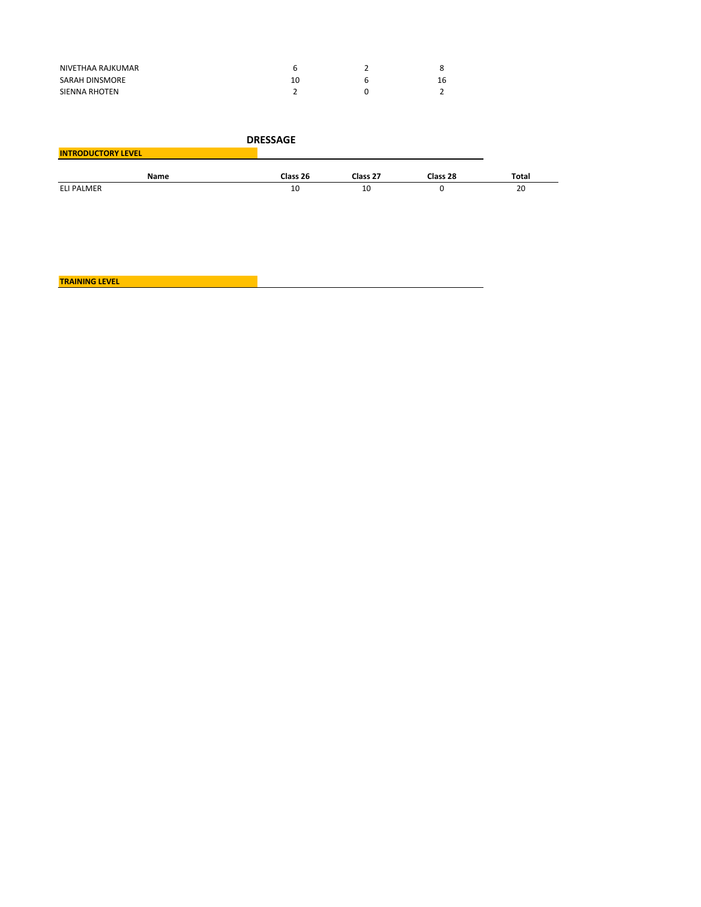| | | | |
|---|---|---|---|
| NIVETHAA RAJKUMAR | 6 | 2 | 8 |
| SARAH DINSMORE | 10 | 6 | 16 |
| SIENNA RHOTEN | 2 | 0 | 2 |

## DRESSAGE

**INTRODUCTORY LEVEL**

| Name | Class 26 | Class 27 | Class 28 | Total |
|---|---|---|---|---|
| ELI PALMER | 10 | 10 | 0 | 20 |

**TRAINING LEVEL**